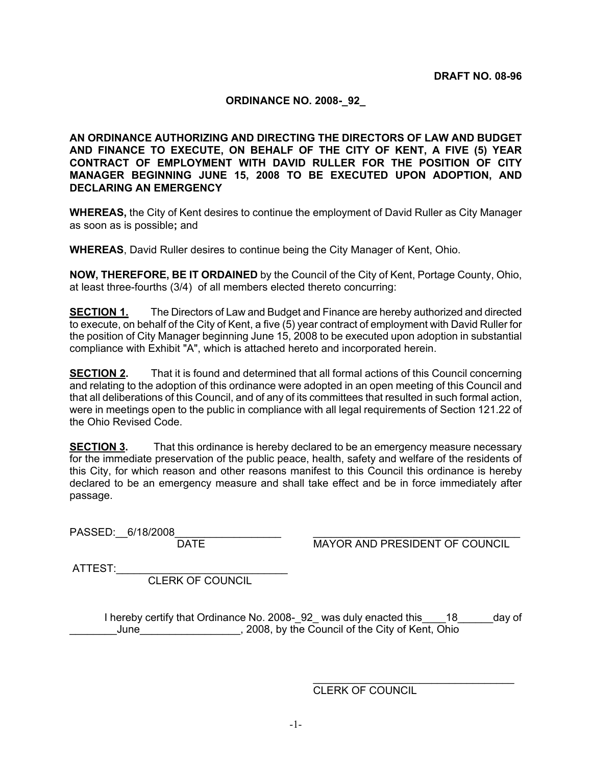**DRAFT NO. 08-96**

**ORDINANCE NO. 2008-_92_**

**AN ORDINANCE AUTHORIZING AND DIRECTING THE DIRECTORS OF LAW AND BUDGET AND FINANCE TO EXECUTE, ON BEHALF OF THE CITY OF KENT, A FIVE (5) YEAR CONTRACT OF EMPLOYMENT WITH DAVID RULLER FOR THE POSITION OF CITY MANAGER BEGINNING JUNE 15, 2008 TO BE EXECUTED UPON ADOPTION, AND DECLARING AN EMERGENCY**

**WHEREAS,** the City of Kent desires to continue the employment of David Ruller as City Manager as soon as is possible**;** and

**WHEREAS**, David Ruller desires to continue being the City Manager of Kent, Ohio.

**NOW, THEREFORE, BE IT ORDAINED** by the Council of the City of Kent, Portage County, Ohio, at least three-fourths (3/4) of all members elected thereto concurring:

**SECTION 1.** The Directors of Law and Budget and Finance are hereby authorized and directed to execute, on behalf of the City of Kent, a five (5) year contract of employment with David Ruller for the position of City Manager beginning June 15, 2008 to be executed upon adoption in substantial compliance with Exhibit "A", which is attached hereto and incorporated herein.

**SECTION 2.** That it is found and determined that all formal actions of this Council concerning and relating to the adoption of this ordinance were adopted in an open meeting of this Council and that all deliberations of this Council, and of any of its committees that resulted in such formal action, were in meetings open to the public in compliance with all legal requirements of Section 121.22 of the Ohio Revised Code.

**SECTION 3.** That this ordinance is hereby declared to be an emergency measure necessary for the immediate preservation of the public peace, health, safety and welfare of the residents of this City, for which reason and other reasons manifest to this Council this ordinance is hereby declared to be an emergency measure and shall take effect and be in force immediately after passage.

PASSED:__6/18/2008__________________
DATE

___________________________________
MAYOR AND PRESIDENT OF COUNCIL

ATTEST:_____________________________
CLERK OF COUNCIL

I hereby certify that Ordinance No. 2008-_92_ was duly enacted this____18______day of ________June_________________, 2008, by the Council of the City of Kent, Ohio

___________________________________
CLERK OF COUNCIL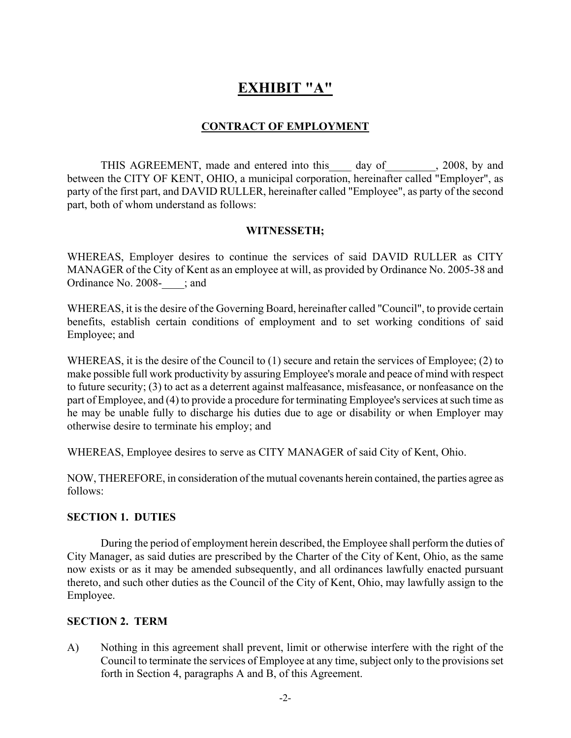# EXHIBIT "A"

## CONTRACT OF EMPLOYMENT

THIS AGREEMENT, made and entered into this____ day of_________, 2008, by and between the CITY OF KENT, OHIO, a municipal corporation, hereinafter called "Employer", as party of the first part, and DAVID RULLER, hereinafter called "Employee", as party of the second part, both of whom understand as follows:

**WITNESSETH;**

WHEREAS, Employer desires to continue the services of said DAVID RULLER as CITY MANAGER of the City of Kent as an employee at will, as provided by Ordinance No. 2005-38 and Ordinance No. 2008-____; and

WHEREAS, it is the desire of the Governing Board, hereinafter called "Council", to provide certain benefits, establish certain conditions of employment and to set working conditions of said Employee; and

WHEREAS, it is the desire of the Council to (1) secure and retain the services of Employee; (2) to make possible full work productivity by assuring Employee's morale and peace of mind with respect to future security; (3) to act as a deterrent against malfeasance, misfeasance, or nonfeasance on the part of Employee, and (4) to provide a procedure for terminating Employee's services at such time as he may be unable fully to discharge his duties due to age or disability or when Employer may otherwise desire to terminate his employ; and

WHEREAS, Employee desires to serve as CITY MANAGER of said City of Kent, Ohio.

NOW, THEREFORE, in consideration of the mutual covenants herein contained, the parties agree as follows:

### SECTION 1. DUTIES

During the period of employment herein described, the Employee shall perform the duties of City Manager, as said duties are prescribed by the Charter of the City of Kent, Ohio, as the same now exists or as it may be amended subsequently, and all ordinances lawfully enacted pursuant thereto, and such other duties as the Council of the City of Kent, Ohio, may lawfully assign to the Employee.

### SECTION 2. TERM

A) Nothing in this agreement shall prevent, limit or otherwise interfere with the right of the Council to terminate the services of Employee at any time, subject only to the provisions set forth in Section 4, paragraphs A and B, of this Agreement.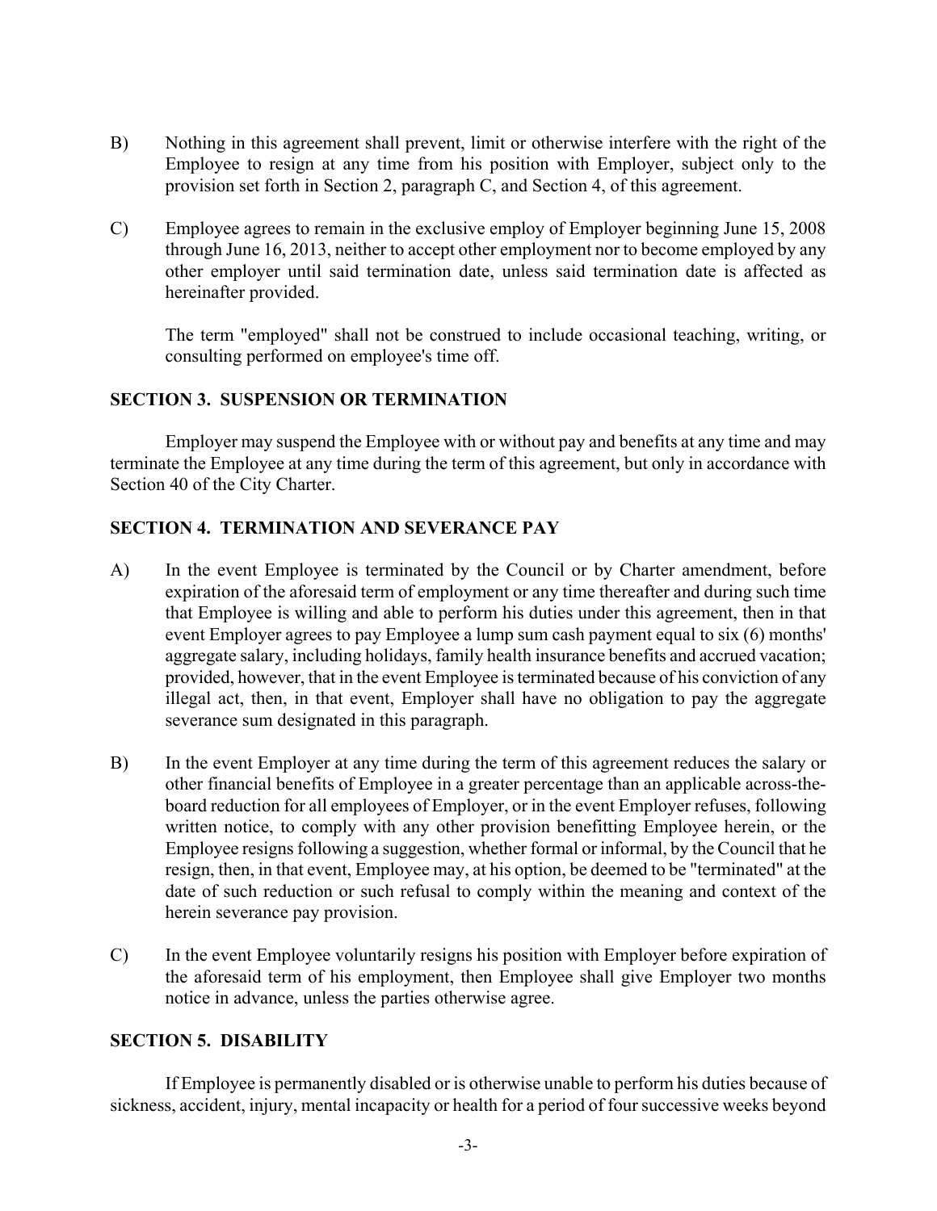B) Nothing in this agreement shall prevent, limit or otherwise interfere with the right of the Employee to resign at any time from his position with Employer, subject only to the provision set forth in Section 2, paragraph C, and Section 4, of this agreement.

C) Employee agrees to remain in the exclusive employ of Employer beginning June 15, 2008 through June 16, 2013, neither to accept other employment nor to become employed by any other employer until said termination date, unless said termination date is affected as hereinafter provided.

The term "employed" shall not be construed to include occasional teaching, writing, or consulting performed on employee's time off.

**SECTION 3. SUSPENSION OR TERMINATION**

Employer may suspend the Employee with or without pay and benefits at any time and may terminate the Employee at any time during the term of this agreement, but only in accordance with Section 40 of the City Charter.

**SECTION 4. TERMINATION AND SEVERANCE PAY**

A) In the event Employee is terminated by the Council or by Charter amendment, before expiration of the aforesaid term of employment or any time thereafter and during such time that Employee is willing and able to perform his duties under this agreement, then in that event Employer agrees to pay Employee a lump sum cash payment equal to six (6) months' aggregate salary, including holidays, family health insurance benefits and accrued vacation; provided, however, that in the event Employee is terminated because of his conviction of any illegal act, then, in that event, Employer shall have no obligation to pay the aggregate severance sum designated in this paragraph.

B) In the event Employer at any time during the term of this agreement reduces the salary or other financial benefits of Employee in a greater percentage than an applicable across-the-board reduction for all employees of Employer, or in the event Employer refuses, following written notice, to comply with any other provision benefitting Employee herein, or the Employee resigns following a suggestion, whether formal or informal, by the Council that he resign, then, in that event, Employee may, at his option, be deemed to be "terminated" at the date of such reduction or such refusal to comply within the meaning and context of the herein severance pay provision.

C) In the event Employee voluntarily resigns his position with Employer before expiration of the aforesaid term of his employment, then Employee shall give Employer two months notice in advance, unless the parties otherwise agree.

**SECTION 5. DISABILITY**

If Employee is permanently disabled or is otherwise unable to perform his duties because of sickness, accident, injury, mental incapacity or health for a period of four successive weeks beyond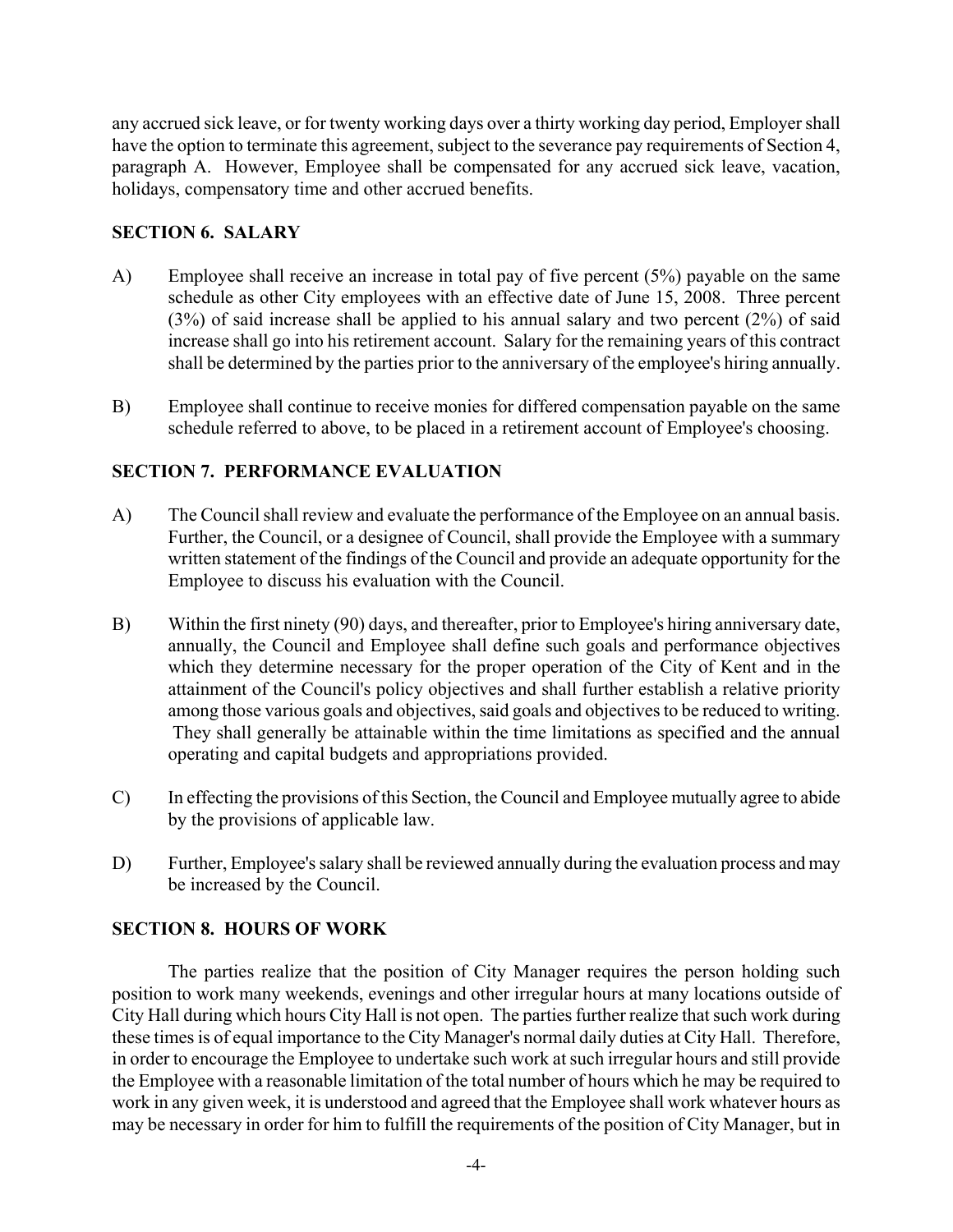any accrued sick leave, or for twenty working days over a thirty working day period, Employer shall have the option to terminate this agreement, subject to the severance pay requirements of Section 4, paragraph A. However, Employee shall be compensated for any accrued sick leave, vacation, holidays, compensatory time and other accrued benefits.

## SECTION 6. SALARY

A) Employee shall receive an increase in total pay of five percent (5%) payable on the same schedule as other City employees with an effective date of June 15, 2008. Three percent (3%) of said increase shall be applied to his annual salary and two percent (2%) of said increase shall go into his retirement account. Salary for the remaining years of this contract shall be determined by the parties prior to the anniversary of the employee's hiring annually.

B) Employee shall continue to receive monies for differed compensation payable on the same schedule referred to above, to be placed in a retirement account of Employee's choosing.

## SECTION 7. PERFORMANCE EVALUATION

A) The Council shall review and evaluate the performance of the Employee on an annual basis. Further, the Council, or a designee of Council, shall provide the Employee with a summary written statement of the findings of the Council and provide an adequate opportunity for the Employee to discuss his evaluation with the Council.

B) Within the first ninety (90) days, and thereafter, prior to Employee's hiring anniversary date, annually, the Council and Employee shall define such goals and performance objectives which they determine necessary for the proper operation of the City of Kent and in the attainment of the Council's policy objectives and shall further establish a relative priority among those various goals and objectives, said goals and objectives to be reduced to writing. They shall generally be attainable within the time limitations as specified and the annual operating and capital budgets and appropriations provided.

C) In effecting the provisions of this Section, the Council and Employee mutually agree to abide by the provisions of applicable law.

D) Further, Employee's salary shall be reviewed annually during the evaluation process and may be increased by the Council.

## SECTION 8. HOURS OF WORK

The parties realize that the position of City Manager requires the person holding such position to work many weekends, evenings and other irregular hours at many locations outside of City Hall during which hours City Hall is not open. The parties further realize that such work during these times is of equal importance to the City Manager's normal daily duties at City Hall. Therefore, in order to encourage the Employee to undertake such work at such irregular hours and still provide the Employee with a reasonable limitation of the total number of hours which he may be required to work in any given week, it is understood and agreed that the Employee shall work whatever hours as may be necessary in order for him to fulfill the requirements of the position of City Manager, but in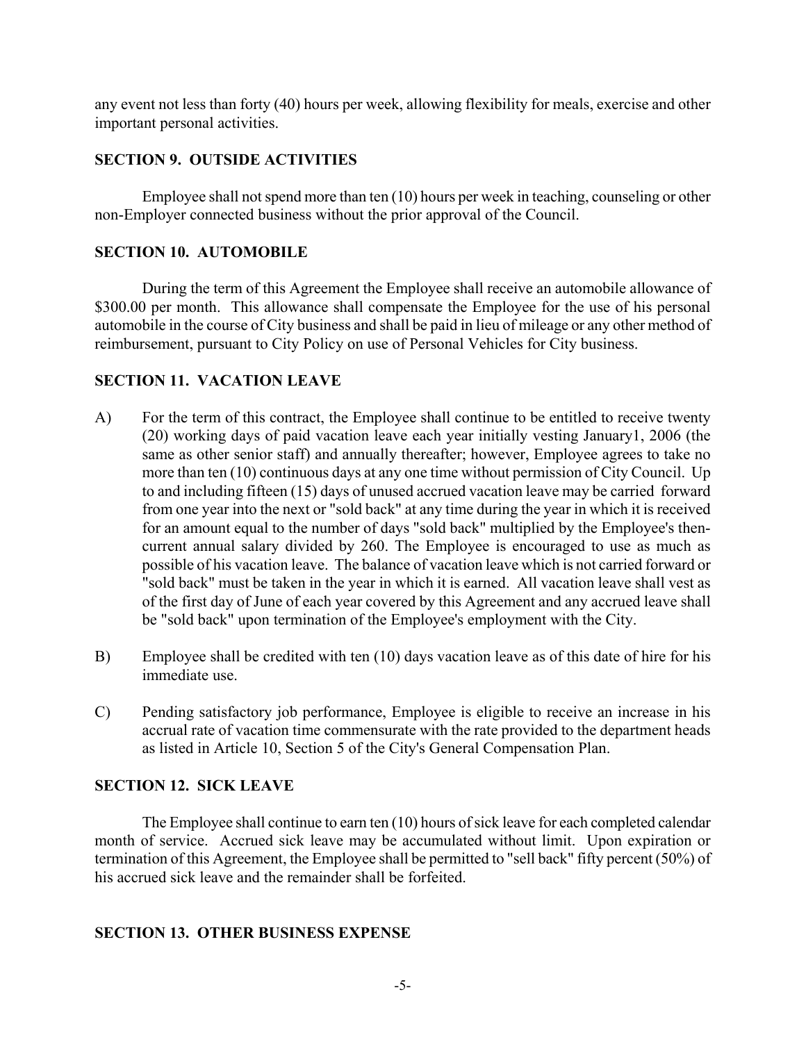any event not less than forty (40) hours per week, allowing flexibility for meals, exercise and other important personal activities.

## SECTION 9. OUTSIDE ACTIVITIES

Employee shall not spend more than ten (10) hours per week in teaching, counseling or other non-Employer connected business without the prior approval of the Council.

## SECTION 10. AUTOMOBILE

During the term of this Agreement the Employee shall receive an automobile allowance of $300.00 per month. This allowance shall compensate the Employee for the use of his personal automobile in the course of City business and shall be paid in lieu of mileage or any other method of reimbursement, pursuant to City Policy on use of Personal Vehicles for City business.

## SECTION 11. VACATION LEAVE

A) For the term of this contract, the Employee shall continue to be entitled to receive twenty (20) working days of paid vacation leave each year initially vesting January1, 2006 (the same as other senior staff) and annually thereafter; however, Employee agrees to take no more than ten (10) continuous days at any one time without permission of City Council. Up to and including fifteen (15) days of unused accrued vacation leave may be carried forward from one year into the next or "sold back" at any time during the year in which it is received for an amount equal to the number of days "sold back" multiplied by the Employee's then-current annual salary divided by 260. The Employee is encouraged to use as much as possible of his vacation leave. The balance of vacation leave which is not carried forward or "sold back" must be taken in the year in which it is earned. All vacation leave shall vest as of the first day of June of each year covered by this Agreement and any accrued leave shall be "sold back" upon termination of the Employee's employment with the City.

B) Employee shall be credited with ten (10) days vacation leave as of this date of hire for his immediate use.

C) Pending satisfactory job performance, Employee is eligible to receive an increase in his accrual rate of vacation time commensurate with the rate provided to the department heads as listed in Article 10, Section 5 of the City's General Compensation Plan.

## SECTION 12. SICK LEAVE

The Employee shall continue to earn ten (10) hours of sick leave for each completed calendar month of service. Accrued sick leave may be accumulated without limit. Upon expiration or termination of this Agreement, the Employee shall be permitted to "sell back" fifty percent (50%) of his accrued sick leave and the remainder shall be forfeited.

## SECTION 13. OTHER BUSINESS EXPENSE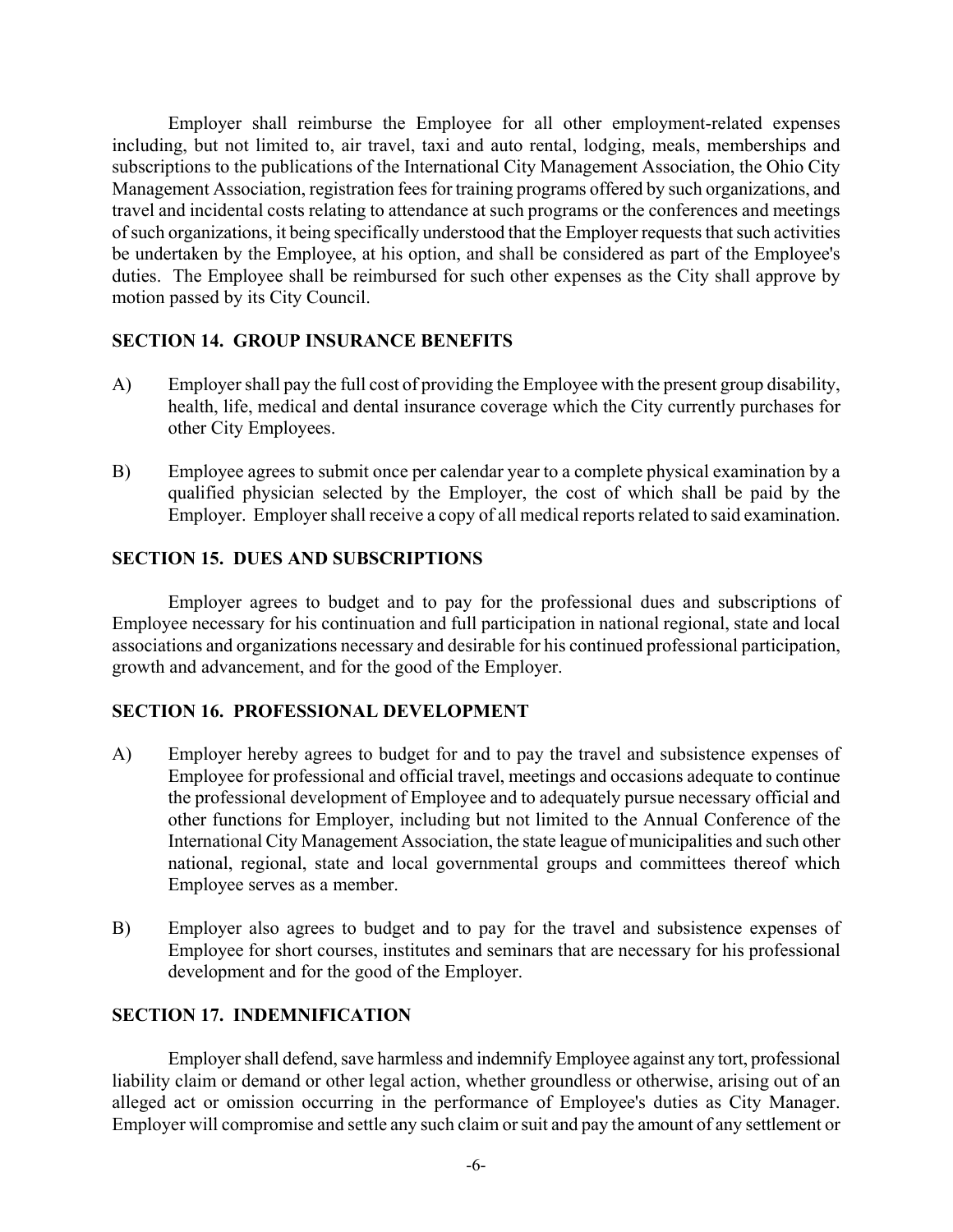Employer shall reimburse the Employee for all other employment-related expenses including, but not limited to, air travel, taxi and auto rental, lodging, meals, memberships and subscriptions to the publications of the International City Management Association, the Ohio City Management Association, registration fees for training programs offered by such organizations, and travel and incidental costs relating to attendance at such programs or the conferences and meetings of such organizations, it being specifically understood that the Employer requests that such activities be undertaken by the Employee, at his option, and shall be considered as part of the Employee's duties. The Employee shall be reimbursed for such other expenses as the City shall approve by motion passed by its City Council.

## SECTION 14. GROUP INSURANCE BENEFITS

A) Employer shall pay the full cost of providing the Employee with the present group disability, health, life, medical and dental insurance coverage which the City currently purchases for other City Employees.

B) Employee agrees to submit once per calendar year to a complete physical examination by a qualified physician selected by the Employer, the cost of which shall be paid by the Employer. Employer shall receive a copy of all medical reports related to said examination.

## SECTION 15. DUES AND SUBSCRIPTIONS

Employer agrees to budget and to pay for the professional dues and subscriptions of Employee necessary for his continuation and full participation in national regional, state and local associations and organizations necessary and desirable for his continued professional participation, growth and advancement, and for the good of the Employer.

## SECTION 16. PROFESSIONAL DEVELOPMENT

A) Employer hereby agrees to budget for and to pay the travel and subsistence expenses of Employee for professional and official travel, meetings and occasions adequate to continue the professional development of Employee and to adequately pursue necessary official and other functions for Employer, including but not limited to the Annual Conference of the International City Management Association, the state league of municipalities and such other national, regional, state and local governmental groups and committees thereof which Employee serves as a member.

B) Employer also agrees to budget and to pay for the travel and subsistence expenses of Employee for short courses, institutes and seminars that are necessary for his professional development and for the good of the Employer.

## SECTION 17. INDEMNIFICATION

Employer shall defend, save harmless and indemnify Employee against any tort, professional liability claim or demand or other legal action, whether groundless or otherwise, arising out of an alleged act or omission occurring in the performance of Employee's duties as City Manager. Employer will compromise and settle any such claim or suit and pay the amount of any settlement or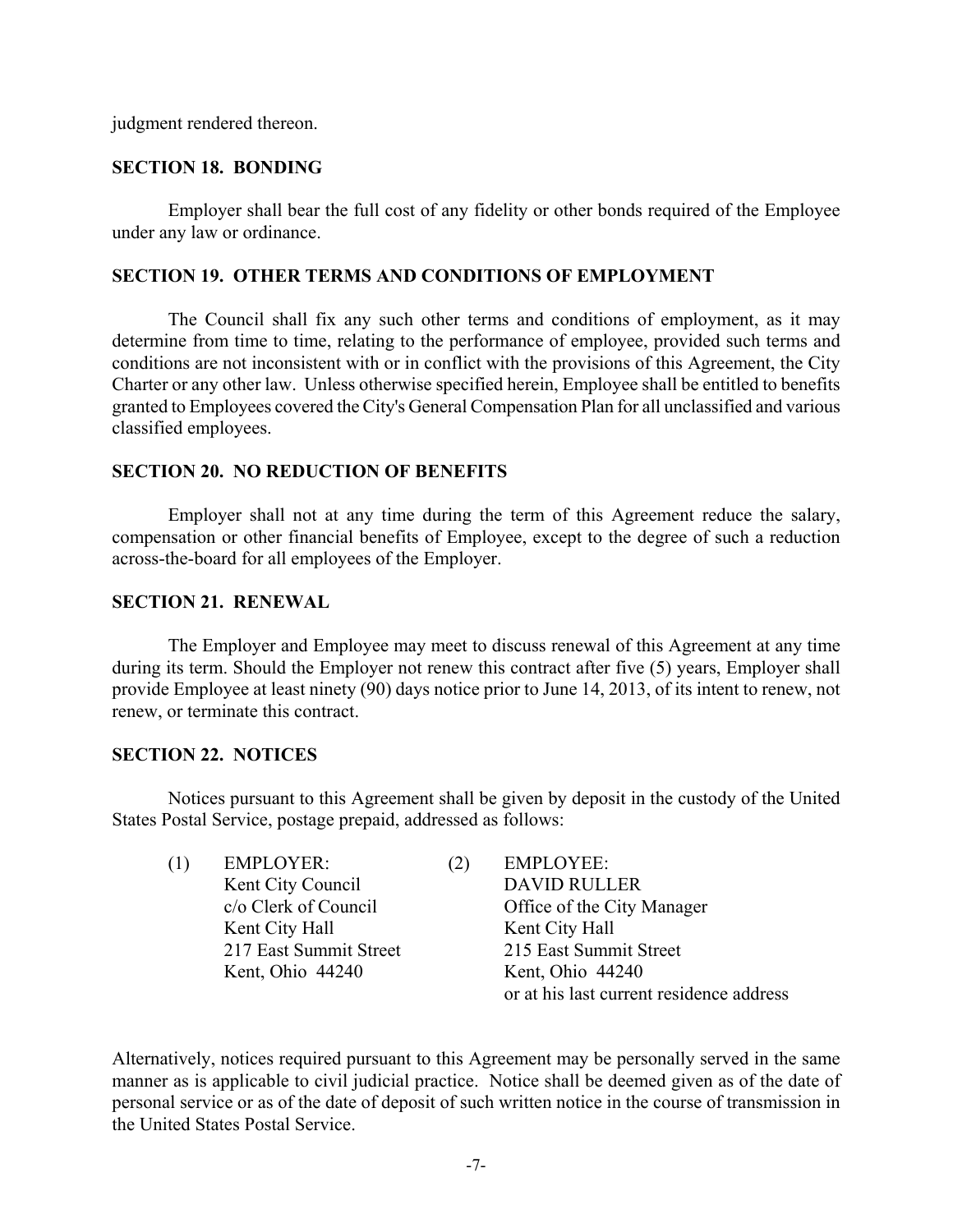judgment rendered thereon.

**SECTION 18. BONDING**

Employer shall bear the full cost of any fidelity or other bonds required of the Employee under any law or ordinance.

**SECTION 19. OTHER TERMS AND CONDITIONS OF EMPLOYMENT**

The Council shall fix any such other terms and conditions of employment, as it may determine from time to time, relating to the performance of employee, provided such terms and conditions are not inconsistent with or in conflict with the provisions of this Agreement, the City Charter or any other law. Unless otherwise specified herein, Employee shall be entitled to benefits granted to Employees covered the City's General Compensation Plan for all unclassified and various classified employees.

**SECTION 20. NO REDUCTION OF BENEFITS**

Employer shall not at any time during the term of this Agreement reduce the salary, compensation or other financial benefits of Employee, except to the degree of such a reduction across-the-board for all employees of the Employer.

**SECTION 21. RENEWAL**

The Employer and Employee may meet to discuss renewal of this Agreement at any time during its term. Should the Employer not renew this contract after five (5) years, Employer shall provide Employee at least ninety (90) days notice prior to June 14, 2013, of its intent to renew, not renew, or terminate this contract.

**SECTION 22. NOTICES**

Notices pursuant to this Agreement shall be given by deposit in the custody of the United States Postal Service, postage prepaid, addressed as follows:

(1) EMPLOYER:
Kent City Council
c/o Clerk of Council
Kent City Hall
217 East Summit Street
Kent, Ohio 44240

(2) EMPLOYEE:
DAVID RULLER
Office of the City Manager
Kent City Hall
215 East Summit Street
Kent, Ohio 44240
or at his last current residence address

Alternatively, notices required pursuant to this Agreement may be personally served in the same manner as is applicable to civil judicial practice. Notice shall be deemed given as of the date of personal service or as of the date of deposit of such written notice in the course of transmission in the United States Postal Service.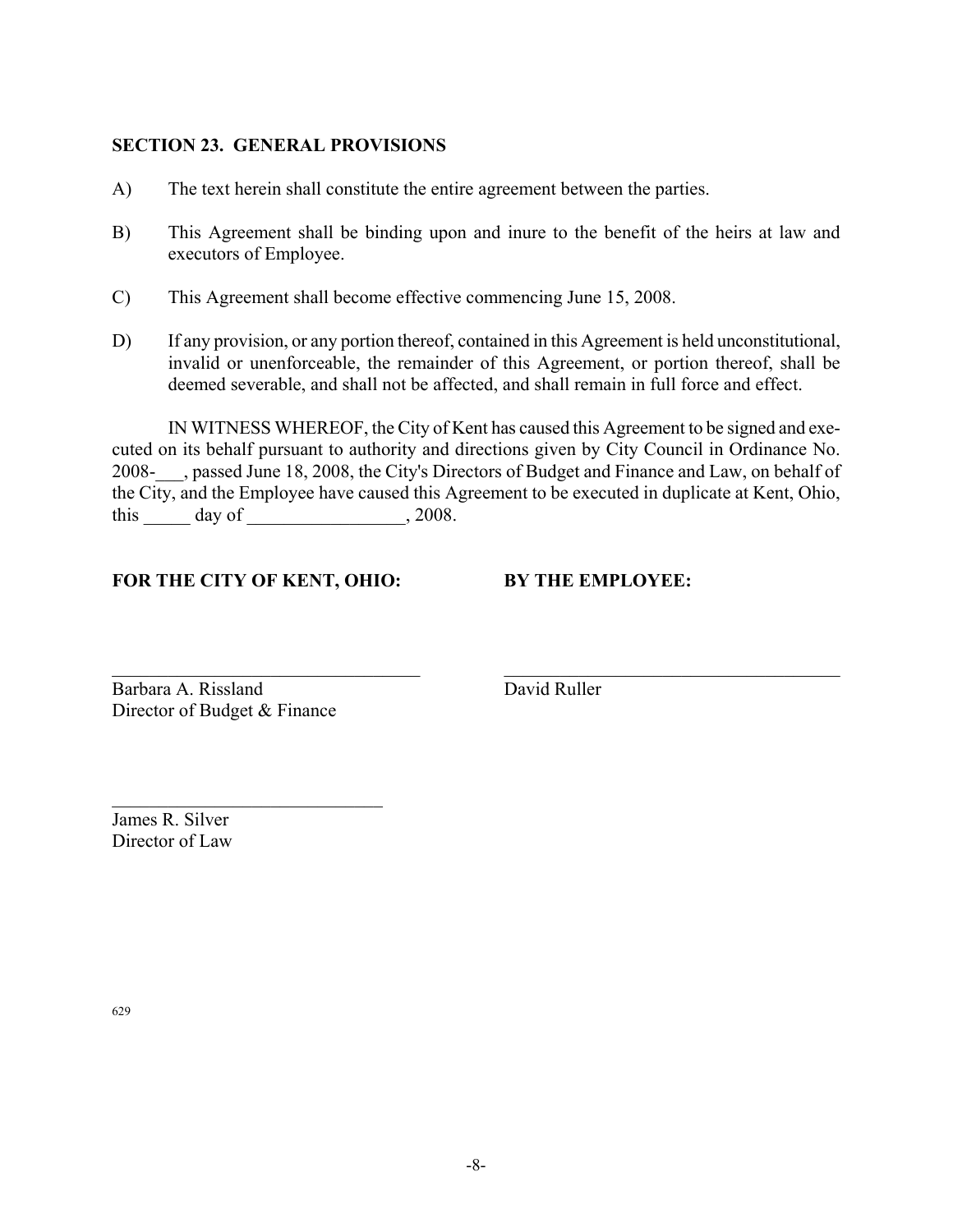## SECTION 23. GENERAL PROVISIONS

A) The text herein shall constitute the entire agreement between the parties.

B) This Agreement shall be binding upon and inure to the benefit of the heirs at law and executors of Employee.

C) This Agreement shall become effective commencing June 15, 2008.

D) If any provision, or any portion thereof, contained in this Agreement is held unconstitutional, invalid or unenforceable, the remainder of this Agreement, or portion thereof, shall be deemed severable, and shall not be affected, and shall remain in full force and effect.

IN WITNESS WHEREOF, the City of Kent has caused this Agreement to be signed and executed on its behalf pursuant to authority and directions given by City Council in Ordinance No. 2008-___, passed June 18, 2008, the City's Directors of Budget and Finance and Law, on behalf of the City, and the Employee have caused this Agreement to be executed in duplicate at Kent, Ohio, this _____ day of _________________, 2008.

**FOR THE CITY OF KENT, OHIO:**

__________________________________
Barbara A. Rissland
Director of Budget & Finance

__________________________________
James R. Silver
Director of Law

**BY THE EMPLOYEE:**

__________________________________
David Ruller

629